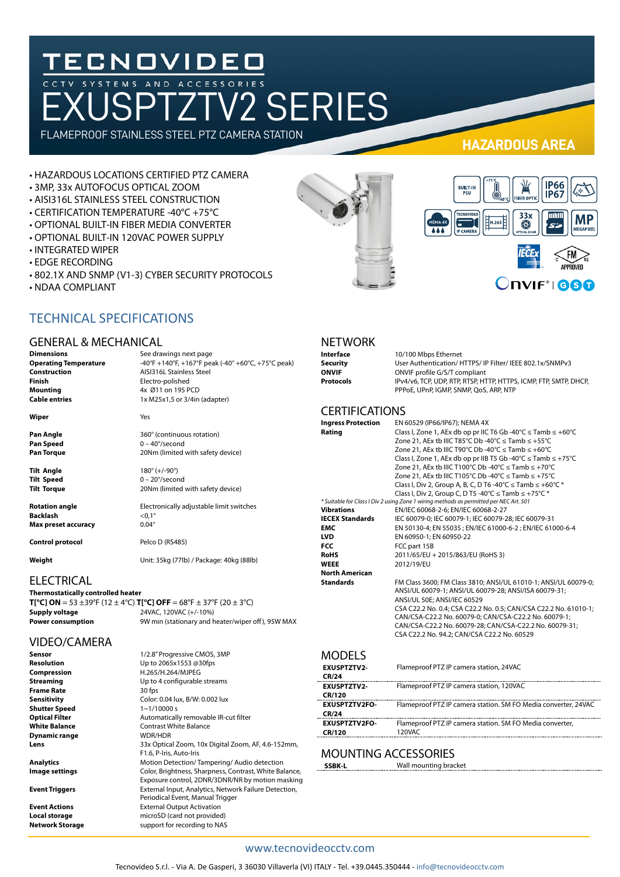# TECNOVIDEO

CCTV SYSTEMS AND ACCESSORIES

# EXUSPTZTV2 SERIES

FLAMEPROOF STAINLESS STEEL PTZ CAMERA STATION

**HAZARDOUS AREA**

- HAZARDOUS LOCATIONS CERTIFIED PTZ CAMERA
- 3MP, 33x AUTOFOCUS OPTICAL ZOOM
- AISI316L STAINLESS STEEL CONSTRUCTION
- CERTIFICATION TEMPERATURE -40°C +75°C
- OPTIONAL BUILT-IN FIBER MEDIA CONVERTER
- OPTIONAL BUILT-IN 120VAC POWER SUPPLY
- INTEGRATED WIPER
- EDGE RECORDING
- 802.1X AND SNMP (V1-3) CYBER SECURITY PROTOCOLS
- NDAA COMPLIANT

## TECHNICAL SPECIFICATIONS

### GENERAL & MECHANICAL

| | |
|---|---|
| **Dimensions** | See drawings next page |
| **Operating Temperature** | -40°F +140°F, +167°F peak (-40° +60°C, +75°C peak) |
| **Construction** | AISI316L Stainless Steel |
| **Finish** | Electro-polished |
| **Mounting** | 4x Ø11 on 195 PCD |
| **Cable entries** | 1x M25x1,5 or 3/4in (adapter) |
| **Wiper** | Yes |
| **Pan Angle** | 360° (continuous rotation) |
| **Pan Speed** | 0 – 40°/second |
| **Pan Torque** | 20Nm (limited with safety device) |
| **Tilt Angle** | 180° (+/-90°) |
| **Tilt Speed** | 0 – 20°/second |
| **Tilt Torque** | 20Nm (limited with safety device) |
| **Rotation angle** | Electronically adjustable limit switches |
| **Backlash** | <0,1° |
| **Max preset accuracy** | 0.04° |
| **Control protocol** | Pelco D (RS485) |
| **Weight** | Unit: 35kg (77lb) / Package: 40kg (88lb) |

### ELECTRICAL

**Thermostatically controlled heater**

**T[°C] ON** = 53 ±39°F (12 ± 4°C) **T[°C] OFF** = 68°F ± 37°F (20 ± 3°C)

| | |
|---|---|
| **Supply voltage** | 24VAC, 120VAC (+/-10%) |
| **Power consumption** | 9W min (stationary and heater/wiper off), 95W MAX |

### VIDEO/CAMERA

| | |
|---|---|
| **Sensor** | 1/2.8" Progressive CMOS, 3MP |
| **Resolution** | Up to 2065x1553 @30fps |
| **Compression** | H.265/H.264/MJPEG |
| **Streaming** | Up to 4 configurable streams |
| **Frame Rate** | 30 fps |
| **Sensitivity** | Color: 0.04 lux, B/W: 0.002 lux |
| **Shutter Speed** | 1~1/10000 s |
| **Optical Filter** | Automatically removable IR-cut filter |
| **White Balance** | Contrast White Balance |
| **Dynamic range** | WDR/HDR |
| **Lens** | 33x Optical Zoom, 10x Digital Zoom, AF, 4.6-152mm, F1.6, P-Iris, Auto-Iris |
| **Analytics** | Motion Detection/ Tampering/ Audio detection |
| **Image settings** | Color, Brightness, Sharpness, Contrast, White Balance, Exposure control, 2DNR/3DNR/NR by motion masking |
| **Event Triggers** | External Input, Analytics, Network Failure Detection, Periodical Event, Manual Trigger |
| **Event Actions** | External Output Activation |
| **Local storage** | microSD (card not provided) |
| **Network Storage** | support for recording to NAS |

### NETWORK

| | |
|---|---|
| **Interface** | 10/100 Mbps Ethernet |
| **Security** | User Authentication/ HTTPS/ IP Filter/ IEEE 802.1x/SNMPv3 |
| **ONVIF** | ONVIF profile G/S/T compliant |
| **Protocols** | IPv4/v6, TCP, UDP, RTP, RTSP, HTTP, HTTPS, ICMP, FTP, SMTP, DHCP, PPPoE, UPnP, IGMP, SNMP, QoS, ARP, NTP |

### CERTIFICATIONS

| | |
|---|---|
| **Ingress Protection** | EN 60529 (IP66/IP67); NEMA 4X |
| **Rating** | Class I, Zone 1, AEx db op pr IIC T6 Gb -40°C ≤ Tamb ≤ +60°C<br>Zone 21, AEx tb IIIC T85°C Db -40°C ≤ Tamb ≤ +55°C<br>Zone 21, AEx tb IIIC T90°C Db -40°C ≤ Tamb ≤ +60°C<br>Class I, Zone 1, AEx db op pr IIB T5 Gb -40°C ≤ Tamb ≤ +75°C<br>Zone 21, AEx tb IIIC T100°C Db -40°C ≤ Tamb ≤ +70°C<br>Zone 21, AEx tb IIIC T105°C Db -40°C ≤ Tamb ≤ +75°C<br>Class I, Div 2, Group A, B, C, D T6 -40°C ≤ Tamb ≤ +60°C *<br>Class I, Div 2, Group C, D T5 -40°C ≤ Tamb ≤ +75°C * |

*\* Suitable for Class I Div 2 using Zone 1 wiring methods as permitted per NEC Art. 501*

| | |
|---|---|
| **Vibrations** | EN/IEC 60068-2-6; EN/IEC 60068-2-27 |
| **IECEX Standards** | IEC 60079-0; IEC 60079-1; IEC 60079-28; IEC 60079-31 |
| **EMC** | EN 50130-4; EN 55035 ; EN/IEC 61000-6-2 ; EN/IEC 61000-6-4 |
| **LVD** | EN 60950-1; EN 60950-22 |
| **FCC** | FCC part 15B |
| **RoHS** | 2011/65/EU + 2015/863/EU (RoHS 3) |
| **WEEE** | 2012/19/EU |
| **North American Standards** | FM Class 3600; FM Class 3810; ANSI/UL 61010-1; ANSI/UL 60079-0; ANSI/UL 60079-1; ANSI/UL 60079-28; ANSI/ISA 60079-31; ANSI/UL 50E; ANSI/IEC 60529<br>CSA C22.2 No. 0.4; CSA C22.2 No. 0.5; CAN/CSA C22.2 No. 61010-1; CAN/CSA-C22.2 No. 60079-0; CAN/CSA-C22.2 No. 60079-1; CAN/CSA-C22.2 No. 60079-28; CAN/CSA-C22.2 No. 60079-31; CSA C22.2 No. 94.2; CAN/CSA C22.2 No. 60529 |

### MODELS

| | |
|---|---|
| **EXUSPTZTV2-CR/24** | Flameproof PTZ IP camera station, 24VAC |
| **EXUSPTZTV2-CR/120** | Flameproof PTZ IP camera station, 120VAC |
| **EXUSPTZTV2FO-CR/24** | Flameproof PTZ IP camera station. SM FO Media converter, 24VAC |
| **EXUSPTZTV2FO-CR/120** | Flameproof PTZ IP camera station. SM FO Media converter, 120VAC |

### MOUNTING ACCESSORIES

| | |
|---|---|
| **SSBK-L** | Wall mounting bracket |

www.tecnovideocctv.com

Tecnovideo S.r.l. - Via A. De Gasperi, 3 36030 Villaverla (VI) ITALY - Tel. +39.0445.350444 - info@tecnovideocctv.com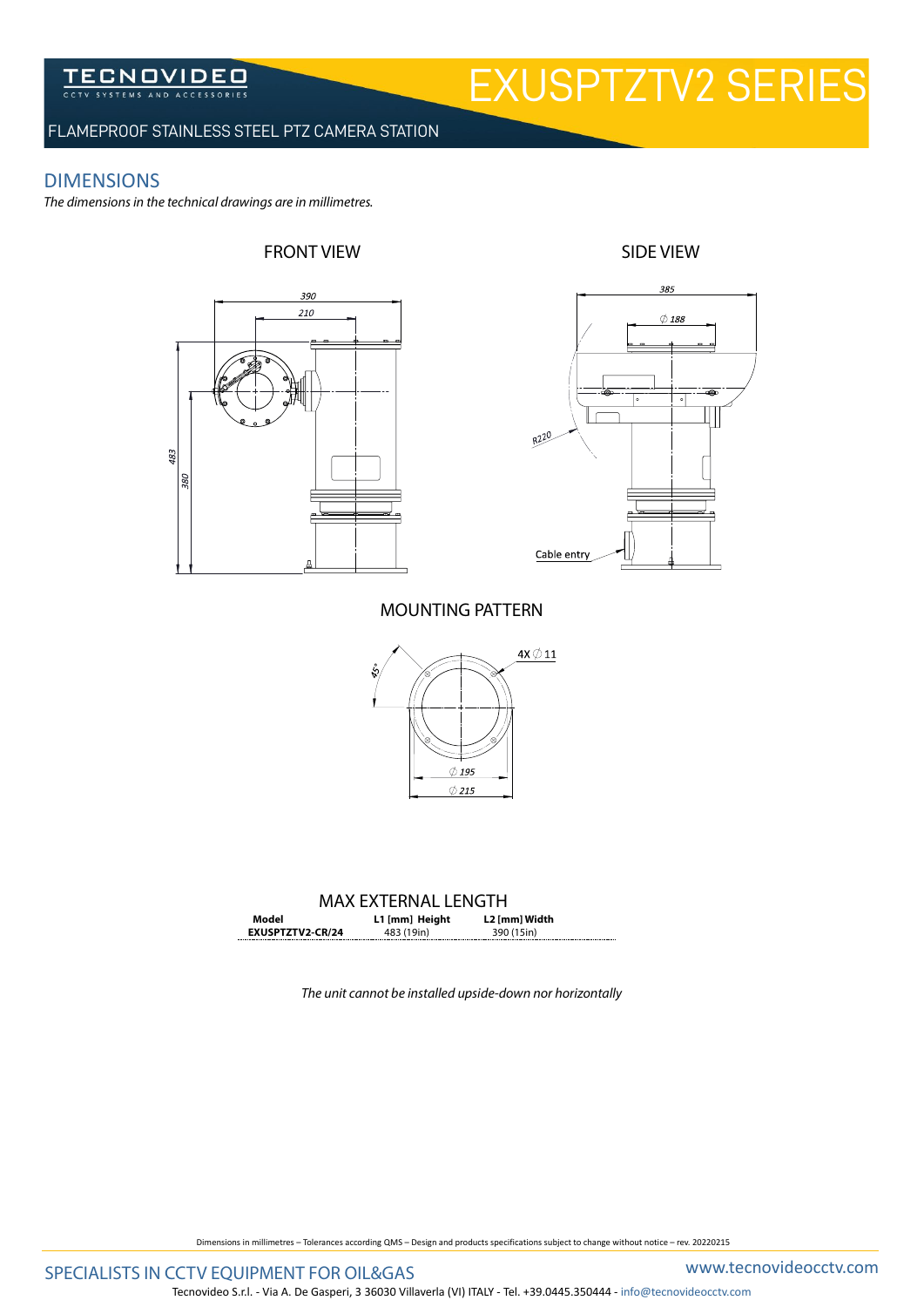# EXUSPTZTV2 SERIES

FLAMEPROOF STAINLESS STEEL PTZ CAMERA STATION

## DIMENSIONS

*The dimensions in the technical drawings are in millimetres.*

FRONT VIEW

390
210
483
380

SIDE VIEW

385
∅ 188
R220
Cable entry

MOUNTING PATTERN

45°
4X ∅ 11
∅ 195
∅ 215

MAX EXTERNAL LENGTH

| Model | L1 [mm] Height | L2 [mm] Width |
|---|---|---|
| EXUSPTZTV2-CR/24 | 483 (19in) | 390 (15in) |

*The unit cannot be installed upside-down nor horizontally*

Dimensions in millimetres – Tolerances according QMS – Design and products specifications subject to change without notice – rev. 20220215

SPECIALISTS IN CCTV EQUIPMENT FOR OIL&GAS

www.tecnovideocctv.com

Tecnovideo S.r.l. - Via A. De Gasperi, 3 36030 Villaverla (VI) ITALY - Tel. +39.0445.350444 - info@tecnovideocctv.com